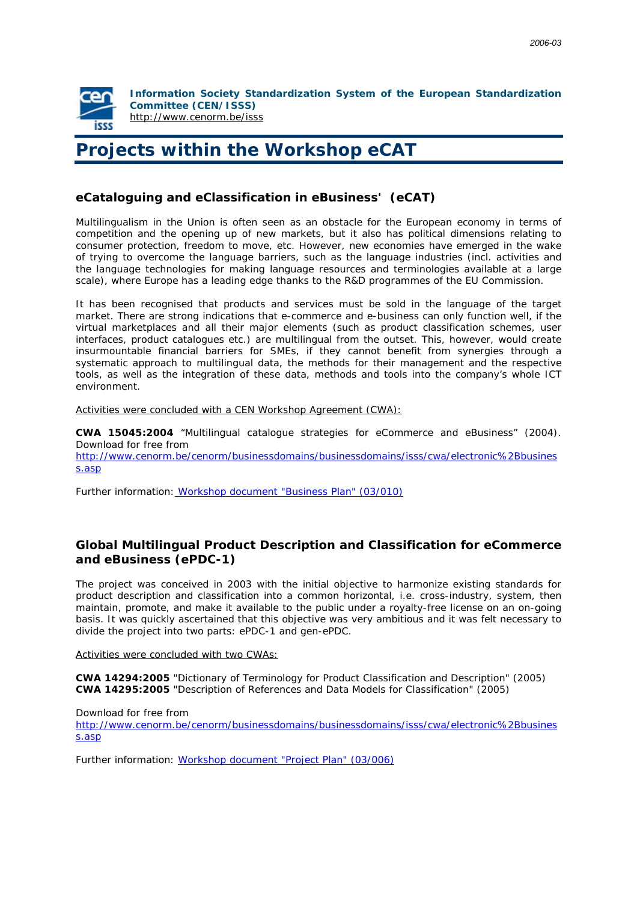**Information Society Standardization System of the European Standardization Committee (CEN/ISSS)**
http://www.cenorm.be/isss

# Projects within the Workshop eCAT

## eCataloguing and eClassification in eBusiness' (eCAT)

Multilingualism in the Union is often seen as an obstacle for the European economy in terms of competition and the opening up of new markets, but it also has political dimensions relating to consumer protection, freedom to move, etc. However, new economies have emerged in the wake of trying to overcome the language barriers, such as the language industries (incl. activities and the language technologies for making language resources and terminologies available at a large scale), where Europe has a leading edge thanks to the R&D programmes of the EU Commission.

It has been recognised that products and services must be sold in the language of the target market. There are strong indications that e-commerce and e-business can only function well, if the virtual marketplaces and all their major elements (such as product classification schemes, user interfaces, product catalogues etc.) are multilingual from the outset. This, however, would create insurmountable financial barriers for SMEs, if they cannot benefit from synergies through a systematic approach to multilingual data, the methods for their management and the respective tools, as well as the integration of these data, methods and tools into the company's whole ICT environment.

Activities were concluded with a CEN Workshop Agreement (CWA):

**CWA 15045:2004** "Multilingual catalogue strategies for eCommerce and eBusiness" (2004). Download for free from
http://www.cenorm.be/cenorm/businessdomains/businessdomains/isss/cwa/electronic%2Bbusiness.asp

Further information: Workshop document "Business Plan" (03/010)

## Global Multilingual Product Description and Classification for eCommerce and eBusiness (ePDC-1)

The project was conceived in 2003 with the initial objective to harmonize existing standards for product description and classification into a common horizontal, i.e. cross-industry, system, then maintain, promote, and make it available to the public under a royalty-free license on an on-going basis. It was quickly ascertained that this objective was very ambitious and it was felt necessary to divide the project into two parts: ePDC-1 and gen-ePDC.

Activities were concluded with two CWAs:

**CWA 14294:2005** "Dictionary of Terminology for Product Classification and Description" (2005)
**CWA 14295:2005** "Description of References and Data Models for Classification" (2005)

Download for free from
http://www.cenorm.be/cenorm/businessdomains/businessdomains/isss/cwa/electronic%2Bbusiness.asp

Further information: Workshop document "Project Plan" (03/006)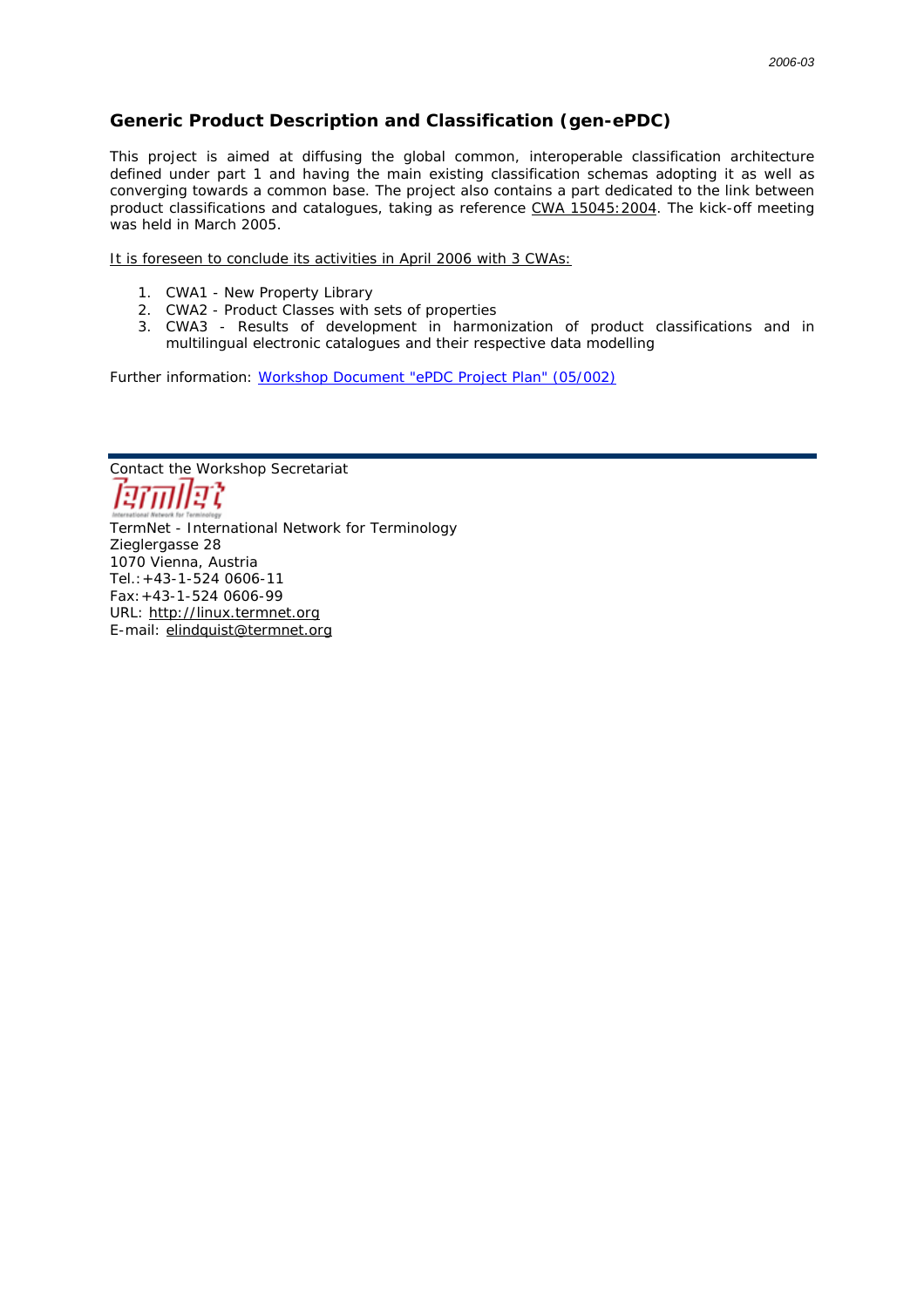## Generic Product Description and Classification (gen-ePDC)

This project is aimed at diffusing the global common, interoperable classification architecture defined under part 1 and having the main existing classification schemas adopting it as well as converging towards a common base. The project also contains a part dedicated to the link between product classifications and catalogues, taking as reference CWA 15045:2004. The kick-off meeting was held in March 2005.

It is foreseen to conclude its activities in April 2006 with 3 CWAs:

1. CWA1 - New Property Library
2. CWA2 - Product Classes with sets of properties
3. CWA3 - Results of development in harmonization of product classifications and in multilingual electronic catalogues and their respective data modelling

Further information: Workshop Document "ePDC Project Plan" (05/002)

---

Contact the Workshop Secretariat

TermNet - International Network for Terminology
Zieglergasse 28
1070 Vienna, Austria
Tel.:+43-1-524 0606-11
Fax:+43-1-524 0606-99
URL: http://linux.termnet.org
E-mail: elindquist@termnet.org